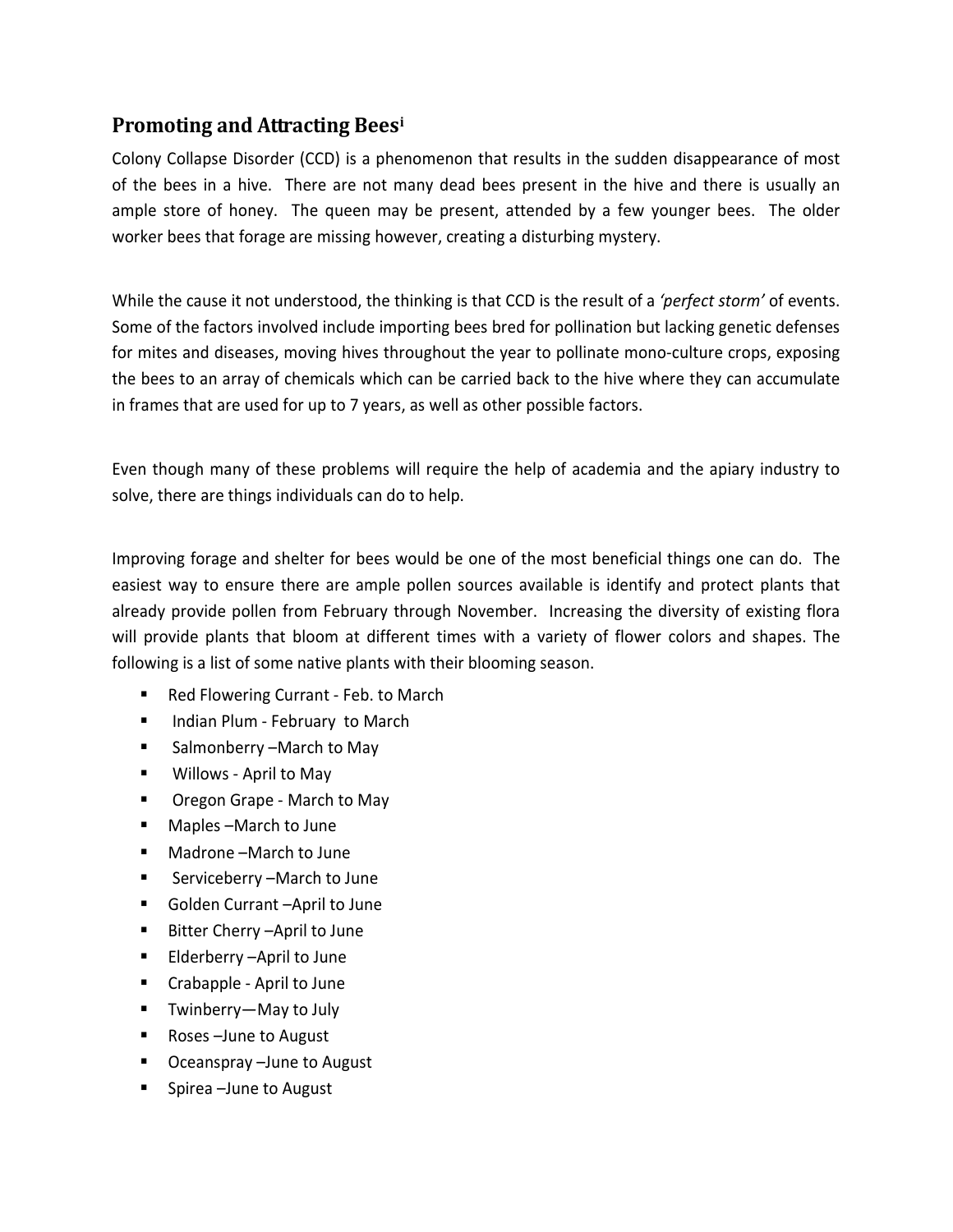## Promoting and Attracting Bees[i]

Colony Collapse Disorder (CCD) is a phenomenon that results in the sudden disappearance of most of the bees in a hive. There are not many dead bees present in the hive and there is usually an ample store of honey. The queen may be present, attended by a few younger bees. The older worker bees that forage are missing however, creating a disturbing mystery.

While the cause it not understood, the thinking is that CCD is the result of a *'perfect storm'* of events. Some of the factors involved include importing bees bred for pollination but lacking genetic defenses for mites and diseases, moving hives throughout the year to pollinate mono-culture crops, exposing the bees to an array of chemicals which can be carried back to the hive where they can accumulate in frames that are used for up to 7 years, as well as other possible factors.

Even though many of these problems will require the help of academia and the apiary industry to solve, there are things individuals can do to help.

Improving forage and shelter for bees would be one of the most beneficial things one can do. The easiest way to ensure there are ample pollen sources available is identify and protect plants that already provide pollen from February through November. Increasing the diversity of existing flora will provide plants that bloom at different times with a variety of flower colors and shapes. The following is a list of some native plants with their blooming season.

- Red Flowering Currant - Feb. to March
- Indian Plum - February to March
- Salmonberry –March to May
- Willows - April to May
- Oregon Grape - March to May
- Maples –March to June
- Madrone –March to June
- Serviceberry –March to June
- Golden Currant –April to June
- Bitter Cherry –April to June
- Elderberry –April to June
- Crabapple - April to June
- Twinberry—May to July
- Roses –June to August
- Oceanspray –June to August
- Spirea –June to August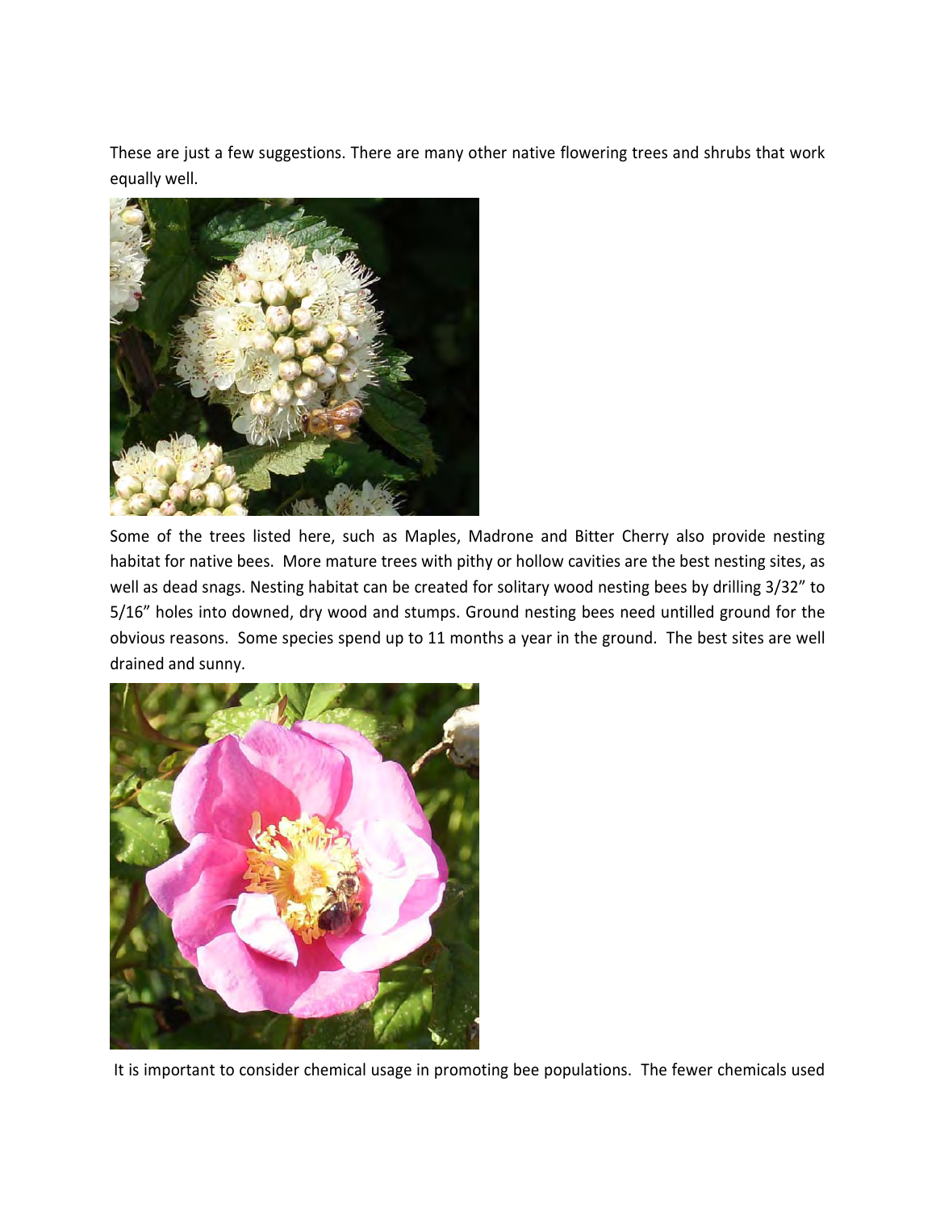These are just a few suggestions. There are many other native flowering trees and shrubs that work equally well.

Some of the trees listed here, such as Maples, Madrone and Bitter Cherry also provide nesting habitat for native bees. More mature trees with pithy or hollow cavities are the best nesting sites, as well as dead snags. Nesting habitat can be created for solitary wood nesting bees by drilling 3/32" to 5/16" holes into downed, dry wood and stumps. Ground nesting bees need untilled ground for the obvious reasons. Some species spend up to 11 months a year in the ground. The best sites are well drained and sunny.

It is important to consider chemical usage in promoting bee populations. The fewer chemicals used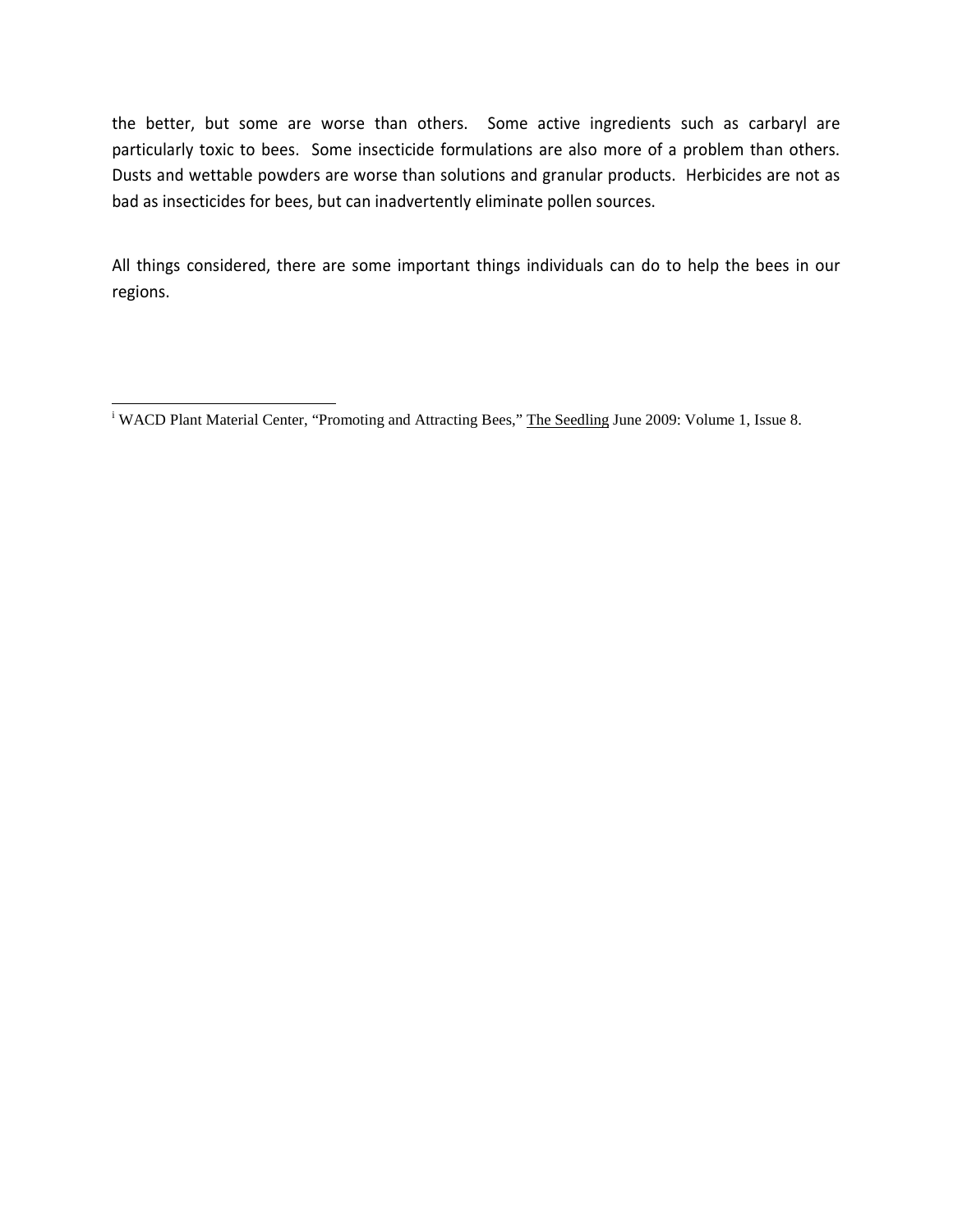the better, but some are worse than others. Some active ingredients such as carbaryl are particularly toxic to bees. Some insecticide formulations are also more of a problem than others. Dusts and wettable powders are worse than solutions and granular products. Herbicides are not as bad as insecticides for bees, but can inadvertently eliminate pollen sources.

All things considered, there are some important things individuals can do to help the bees in our regions.

---

[i] WACD Plant Material Center, "Promoting and Attracting Bees," The Seedling June 2009: Volume 1, Issue 8.